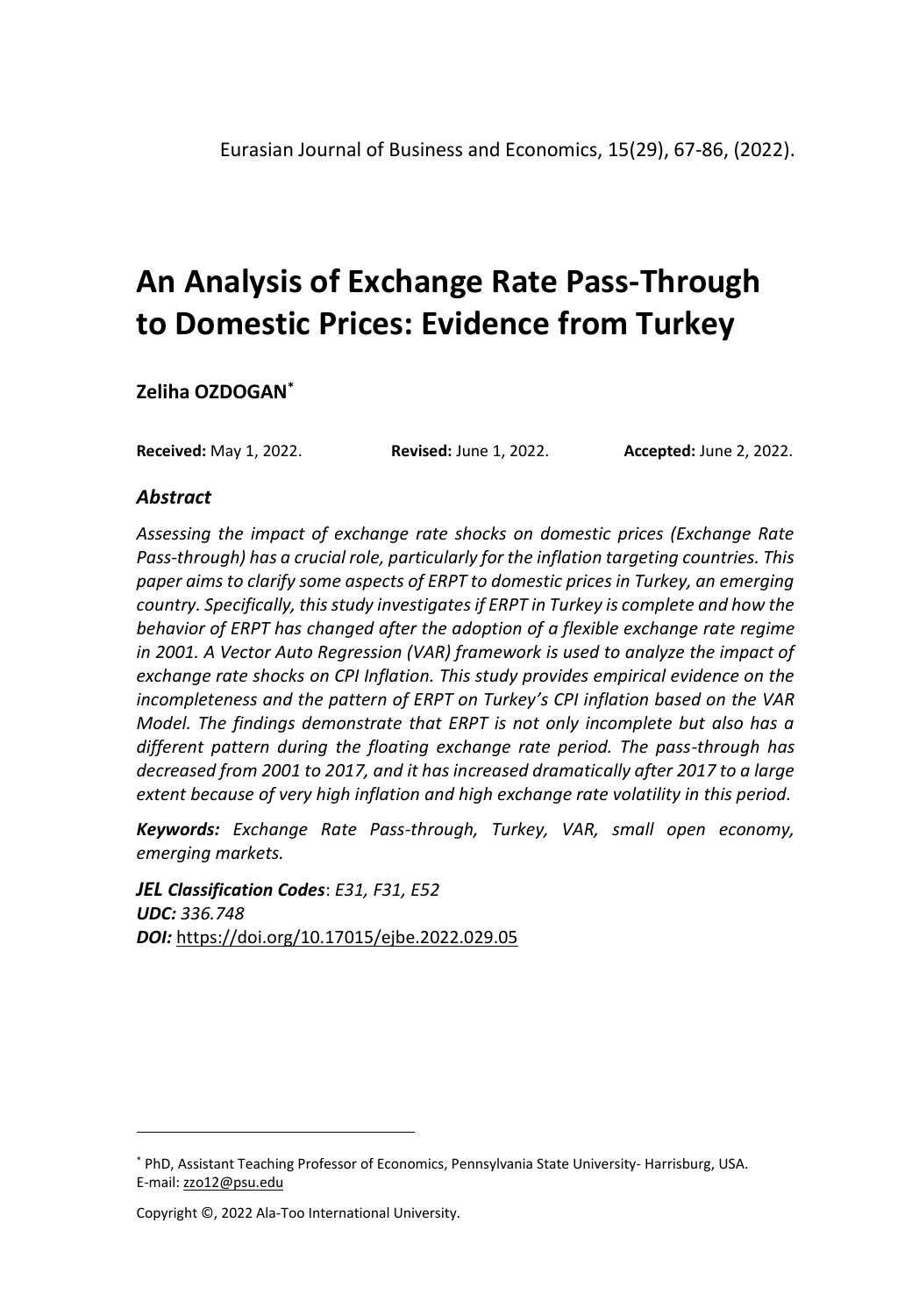# An Analysis of Exchange Rate Pass-Through to Domestic Prices: Evidence from Turkey

**Zeliha OZDOGAN**[*]

**Received:** May 1, 2022. **Revised:** June 1, 2022. **Accepted:** June 2, 2022.

### *Abstract*

*Assessing the impact of exchange rate shocks on domestic prices (Exchange Rate Pass-through) has a crucial role, particularly for the inflation targeting countries. This paper aims to clarify some aspects of ERPT to domestic prices in Turkey, an emerging country. Specifically, this study investigates if ERPT in Turkey is complete and how the behavior of ERPT has changed after the adoption of a flexible exchange rate regime in 2001. A Vector Auto Regression (VAR) framework is used to analyze the impact of exchange rate shocks on CPI Inflation. This study provides empirical evidence on the incompleteness and the pattern of ERPT on Turkey's CPI inflation based on the VAR Model. The findings demonstrate that ERPT is not only incomplete but also has a different pattern during the floating exchange rate period. The pass-through has decreased from 2001 to 2017, and it has increased dramatically after 2017 to a large extent because of very high inflation and high exchange rate volatility in this period.*

***Keywords:*** *Exchange Rate Pass-through, Turkey, VAR, small open economy, emerging markets.*

***JEL Classification Codes***: *E31, F31, E52*
***UDC:*** *336.748*
***DOI:*** https://doi.org/10.17015/ejbe.2022.029.05

---

[*] PhD, Assistant Teaching Professor of Economics, Pennsylvania State University- Harrisburg, USA. E-mail: zzo12@psu.edu

Copyright ©, 2022 Ala-Too International University.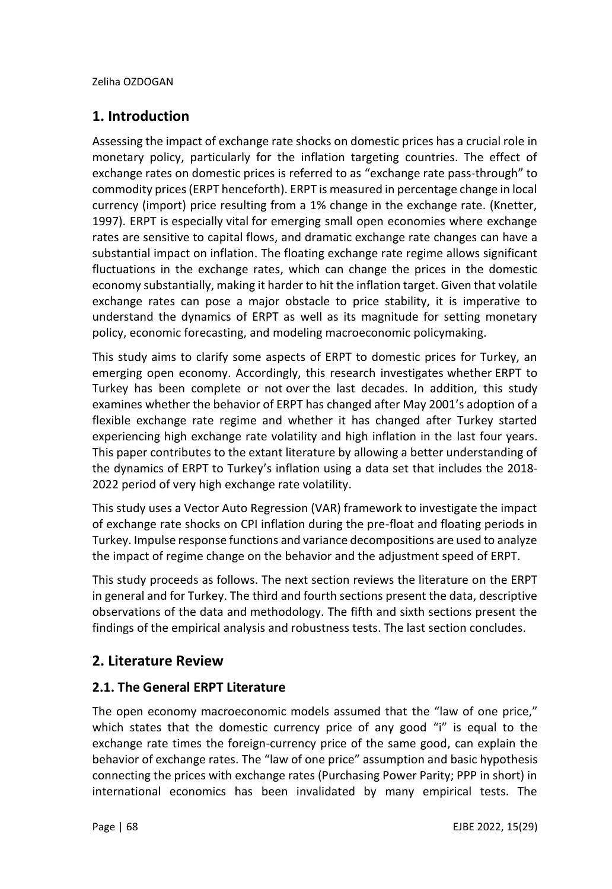## 1. Introduction

Assessing the impact of exchange rate shocks on domestic prices has a crucial role in monetary policy, particularly for the inflation targeting countries. The effect of exchange rates on domestic prices is referred to as "exchange rate pass-through" to commodity prices (ERPT henceforth). ERPT is measured in percentage change in local currency (import) price resulting from a 1% change in the exchange rate. (Knetter, 1997). ERPT is especially vital for emerging small open economies where exchange rates are sensitive to capital flows, and dramatic exchange rate changes can have a substantial impact on inflation. The floating exchange rate regime allows significant fluctuations in the exchange rates, which can change the prices in the domestic economy substantially, making it harder to hit the inflation target. Given that volatile exchange rates can pose a major obstacle to price stability, it is imperative to understand the dynamics of ERPT as well as its magnitude for setting monetary policy, economic forecasting, and modeling macroeconomic policymaking.

This study aims to clarify some aspects of ERPT to domestic prices for Turkey, an emerging open economy. Accordingly, this research investigates whether ERPT to Turkey has been complete or not over the last decades. In addition, this study examines whether the behavior of ERPT has changed after May 2001's adoption of a flexible exchange rate regime and whether it has changed after Turkey started experiencing high exchange rate volatility and high inflation in the last four years. This paper contributes to the extant literature by allowing a better understanding of the dynamics of ERPT to Turkey's inflation using a data set that includes the 2018-2022 period of very high exchange rate volatility.

This study uses a Vector Auto Regression (VAR) framework to investigate the impact of exchange rate shocks on CPI inflation during the pre-float and floating periods in Turkey. Impulse response functions and variance decompositions are used to analyze the impact of regime change on the behavior and the adjustment speed of ERPT.

This study proceeds as follows. The next section reviews the literature on the ERPT in general and for Turkey. The third and fourth sections present the data, descriptive observations of the data and methodology. The fifth and sixth sections present the findings of the empirical analysis and robustness tests. The last section concludes.

## 2. Literature Review

### 2.1. The General ERPT Literature

The open economy macroeconomic models assumed that the "law of one price," which states that the domestic currency price of any good "i" is equal to the exchange rate times the foreign-currency price of the same good, can explain the behavior of exchange rates. The "law of one price" assumption and basic hypothesis connecting the prices with exchange rates (Purchasing Power Parity; PPP in short) in international economics has been invalidated by many empirical tests. The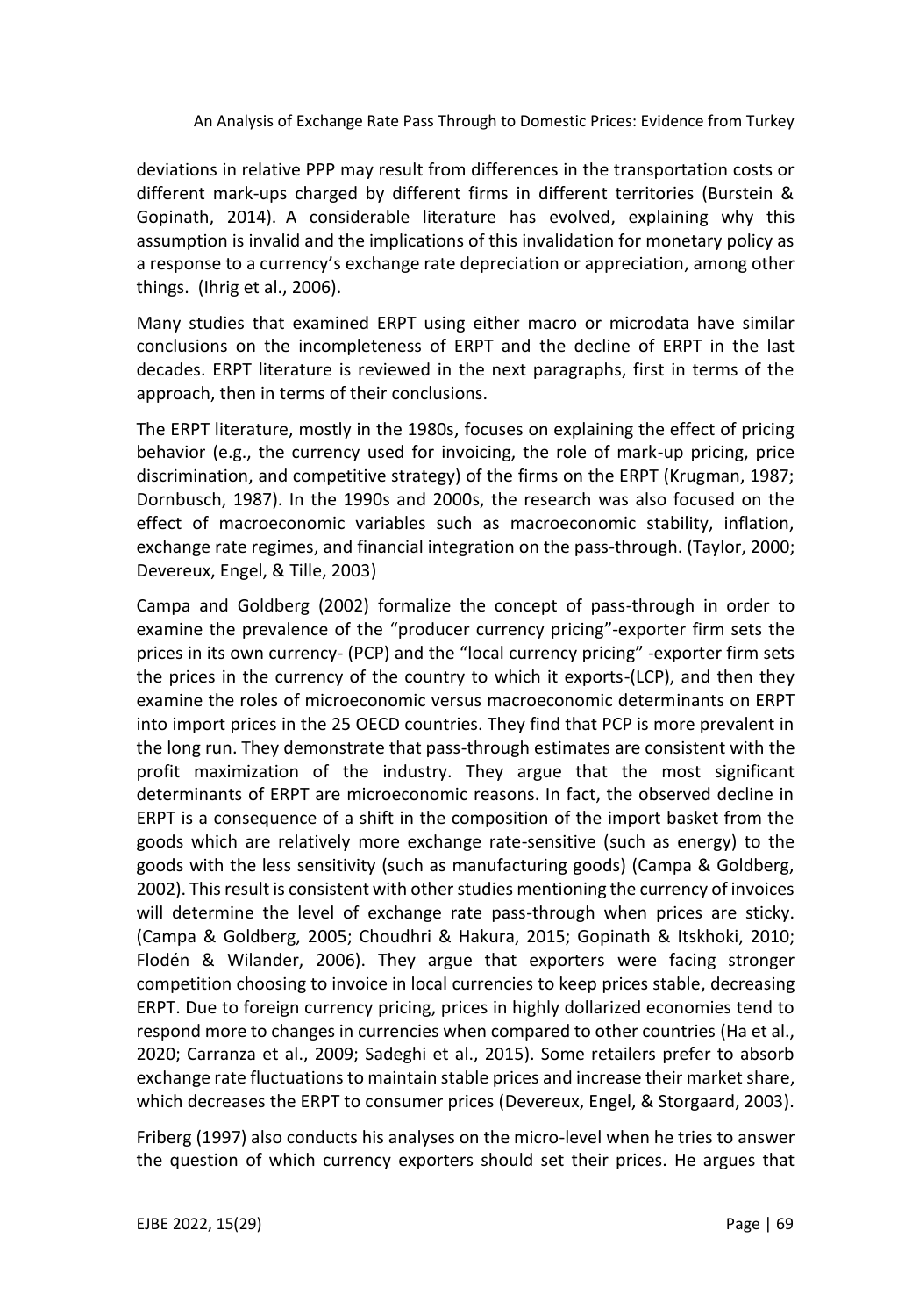deviations in relative PPP may result from differences in the transportation costs or different mark-ups charged by different firms in different territories (Burstein & Gopinath, 2014). A considerable literature has evolved, explaining why this assumption is invalid and the implications of this invalidation for monetary policy as a response to a currency's exchange rate depreciation or appreciation, among other things. (Ihrig et al., 2006).

Many studies that examined ERPT using either macro or microdata have similar conclusions on the incompleteness of ERPT and the decline of ERPT in the last decades. ERPT literature is reviewed in the next paragraphs, first in terms of the approach, then in terms of their conclusions.

The ERPT literature, mostly in the 1980s, focuses on explaining the effect of pricing behavior (e.g., the currency used for invoicing, the role of mark-up pricing, price discrimination, and competitive strategy) of the firms on the ERPT (Krugman, 1987; Dornbusch, 1987). In the 1990s and 2000s, the research was also focused on the effect of macroeconomic variables such as macroeconomic stability, inflation, exchange rate regimes, and financial integration on the pass-through. (Taylor, 2000; Devereux, Engel, & Tille, 2003)

Campa and Goldberg (2002) formalize the concept of pass-through in order to examine the prevalence of the "producer currency pricing"-exporter firm sets the prices in its own currency- (PCP) and the "local currency pricing" -exporter firm sets the prices in the currency of the country to which it exports-(LCP), and then they examine the roles of microeconomic versus macroeconomic determinants on ERPT into import prices in the 25 OECD countries. They find that PCP is more prevalent in the long run. They demonstrate that pass-through estimates are consistent with the profit maximization of the industry. They argue that the most significant determinants of ERPT are microeconomic reasons. In fact, the observed decline in ERPT is a consequence of a shift in the composition of the import basket from the goods which are relatively more exchange rate-sensitive (such as energy) to the goods with the less sensitivity (such as manufacturing goods) (Campa & Goldberg, 2002). This result is consistent with other studies mentioning the currency of invoices will determine the level of exchange rate pass-through when prices are sticky. (Campa & Goldberg, 2005; Choudhri & Hakura, 2015; Gopinath & Itskhoki, 2010; Flodén & Wilander, 2006). They argue that exporters were facing stronger competition choosing to invoice in local currencies to keep prices stable, decreasing ERPT. Due to foreign currency pricing, prices in highly dollarized economies tend to respond more to changes in currencies when compared to other countries (Ha et al., 2020; Carranza et al., 2009; Sadeghi et al., 2015). Some retailers prefer to absorb exchange rate fluctuations to maintain stable prices and increase their market share, which decreases the ERPT to consumer prices (Devereux, Engel, & Storgaard, 2003).

Friberg (1997) also conducts his analyses on the micro-level when he tries to answer the question of which currency exporters should set their prices. He argues that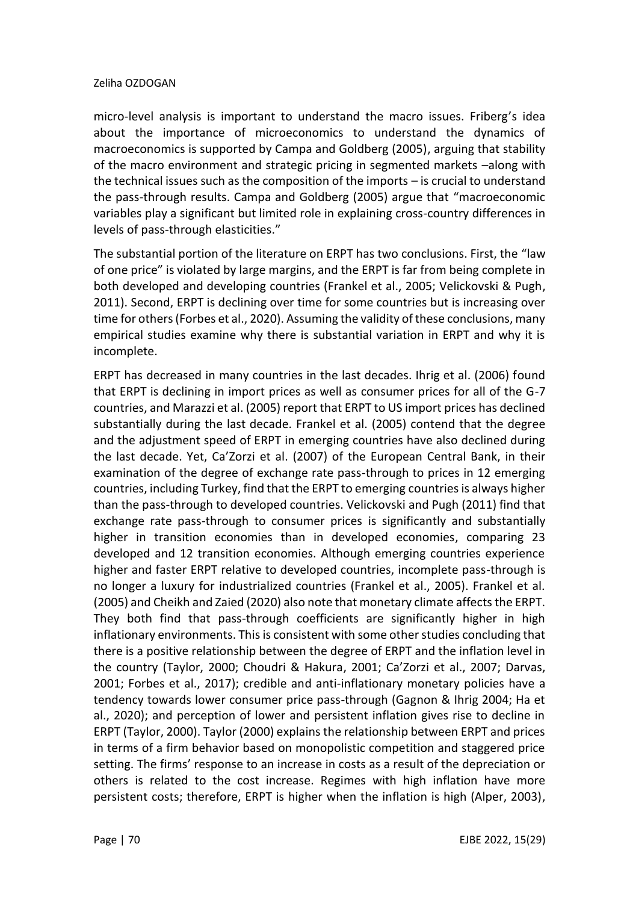micro-level analysis is important to understand the macro issues. Friberg's idea about the importance of microeconomics to understand the dynamics of macroeconomics is supported by Campa and Goldberg (2005), arguing that stability of the macro environment and strategic pricing in segmented markets –along with the technical issues such as the composition of the imports – is crucial to understand the pass-through results. Campa and Goldberg (2005) argue that "macroeconomic variables play a significant but limited role in explaining cross-country differences in levels of pass-through elasticities."

The substantial portion of the literature on ERPT has two conclusions. First, the "law of one price" is violated by large margins, and the ERPT is far from being complete in both developed and developing countries (Frankel et al., 2005; Velickovski & Pugh, 2011). Second, ERPT is declining over time for some countries but is increasing over time for others (Forbes et al., 2020). Assuming the validity of these conclusions, many empirical studies examine why there is substantial variation in ERPT and why it is incomplete.

ERPT has decreased in many countries in the last decades. Ihrig et al. (2006) found that ERPT is declining in import prices as well as consumer prices for all of the G-7 countries, and Marazzi et al. (2005) report that ERPT to US import prices has declined substantially during the last decade. Frankel et al. (2005) contend that the degree and the adjustment speed of ERPT in emerging countries have also declined during the last decade. Yet, Ca'Zorzi et al. (2007) of the European Central Bank, in their examination of the degree of exchange rate pass-through to prices in 12 emerging countries, including Turkey, find that the ERPT to emerging countries is always higher than the pass-through to developed countries. Velickovski and Pugh (2011) find that exchange rate pass-through to consumer prices is significantly and substantially higher in transition economies than in developed economies, comparing 23 developed and 12 transition economies. Although emerging countries experience higher and faster ERPT relative to developed countries, incomplete pass-through is no longer a luxury for industrialized countries (Frankel et al., 2005). Frankel et al. (2005) and Cheikh and Zaied (2020) also note that monetary climate affects the ERPT. They both find that pass-through coefficients are significantly higher in high inflationary environments. This is consistent with some other studies concluding that there is a positive relationship between the degree of ERPT and the inflation level in the country (Taylor, 2000; Choudri & Hakura, 2001; Ca'Zorzi et al., 2007; Darvas, 2001; Forbes et al., 2017); credible and anti-inflationary monetary policies have a tendency towards lower consumer price pass-through (Gagnon & Ihrig 2004; Ha et al., 2020); and perception of lower and persistent inflation gives rise to decline in ERPT (Taylor, 2000). Taylor (2000) explains the relationship between ERPT and prices in terms of a firm behavior based on monopolistic competition and staggered price setting. The firms' response to an increase in costs as a result of the depreciation or others is related to the cost increase. Regimes with high inflation have more persistent costs; therefore, ERPT is higher when the inflation is high (Alper, 2003),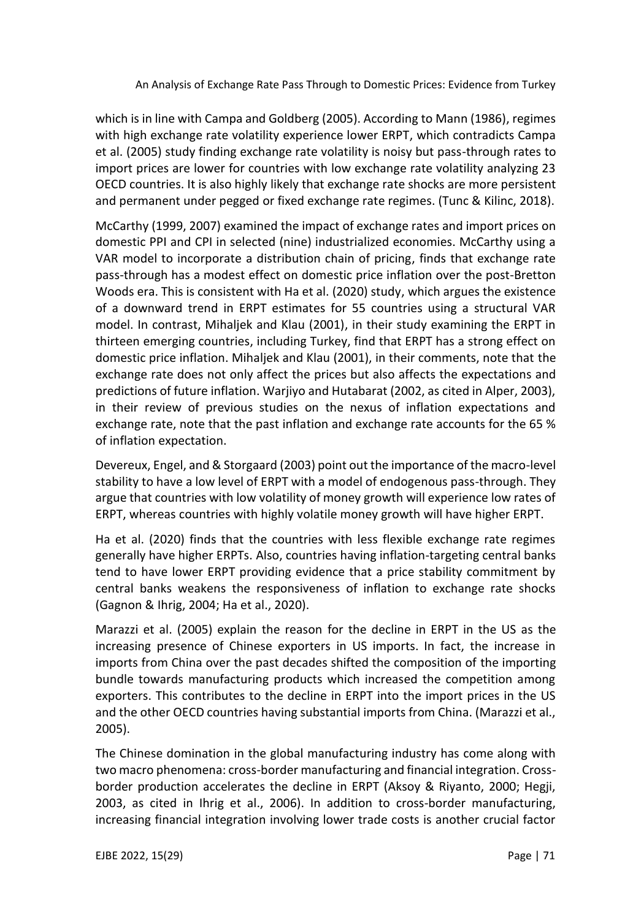which is in line with Campa and Goldberg (2005). According to Mann (1986), regimes with high exchange rate volatility experience lower ERPT, which contradicts Campa et al. (2005) study finding exchange rate volatility is noisy but pass-through rates to import prices are lower for countries with low exchange rate volatility analyzing 23 OECD countries. It is also highly likely that exchange rate shocks are more persistent and permanent under pegged or fixed exchange rate regimes. (Tunc & Kilinc, 2018).

McCarthy (1999, 2007) examined the impact of exchange rates and import prices on domestic PPI and CPI in selected (nine) industrialized economies. McCarthy using a VAR model to incorporate a distribution chain of pricing, finds that exchange rate pass-through has a modest effect on domestic price inflation over the post-Bretton Woods era. This is consistent with Ha et al. (2020) study, which argues the existence of a downward trend in ERPT estimates for 55 countries using a structural VAR model. In contrast, Mihaljek and Klau (2001), in their study examining the ERPT in thirteen emerging countries, including Turkey, find that ERPT has a strong effect on domestic price inflation. Mihaljek and Klau (2001), in their comments, note that the exchange rate does not only affect the prices but also affects the expectations and predictions of future inflation. Warjiyo and Hutabarat (2002, as cited in Alper, 2003), in their review of previous studies on the nexus of inflation expectations and exchange rate, note that the past inflation and exchange rate accounts for the 65 % of inflation expectation.

Devereux, Engel, and & Storgaard (2003) point out the importance of the macro-level stability to have a low level of ERPT with a model of endogenous pass-through. They argue that countries with low volatility of money growth will experience low rates of ERPT, whereas countries with highly volatile money growth will have higher ERPT.

Ha et al. (2020) finds that the countries with less flexible exchange rate regimes generally have higher ERPTs. Also, countries having inflation-targeting central banks tend to have lower ERPT providing evidence that a price stability commitment by central banks weakens the responsiveness of inflation to exchange rate shocks (Gagnon & Ihrig, 2004; Ha et al., 2020).

Marazzi et al. (2005) explain the reason for the decline in ERPT in the US as the increasing presence of Chinese exporters in US imports. In fact, the increase in imports from China over the past decades shifted the composition of the importing bundle towards manufacturing products which increased the competition among exporters. This contributes to the decline in ERPT into the import prices in the US and the other OECD countries having substantial imports from China. (Marazzi et al., 2005).

The Chinese domination in the global manufacturing industry has come along with two macro phenomena: cross-border manufacturing and financial integration. Cross-border production accelerates the decline in ERPT (Aksoy & Riyanto, 2000; Hegji, 2003, as cited in Ihrig et al., 2006). In addition to cross-border manufacturing, increasing financial integration involving lower trade costs is another crucial factor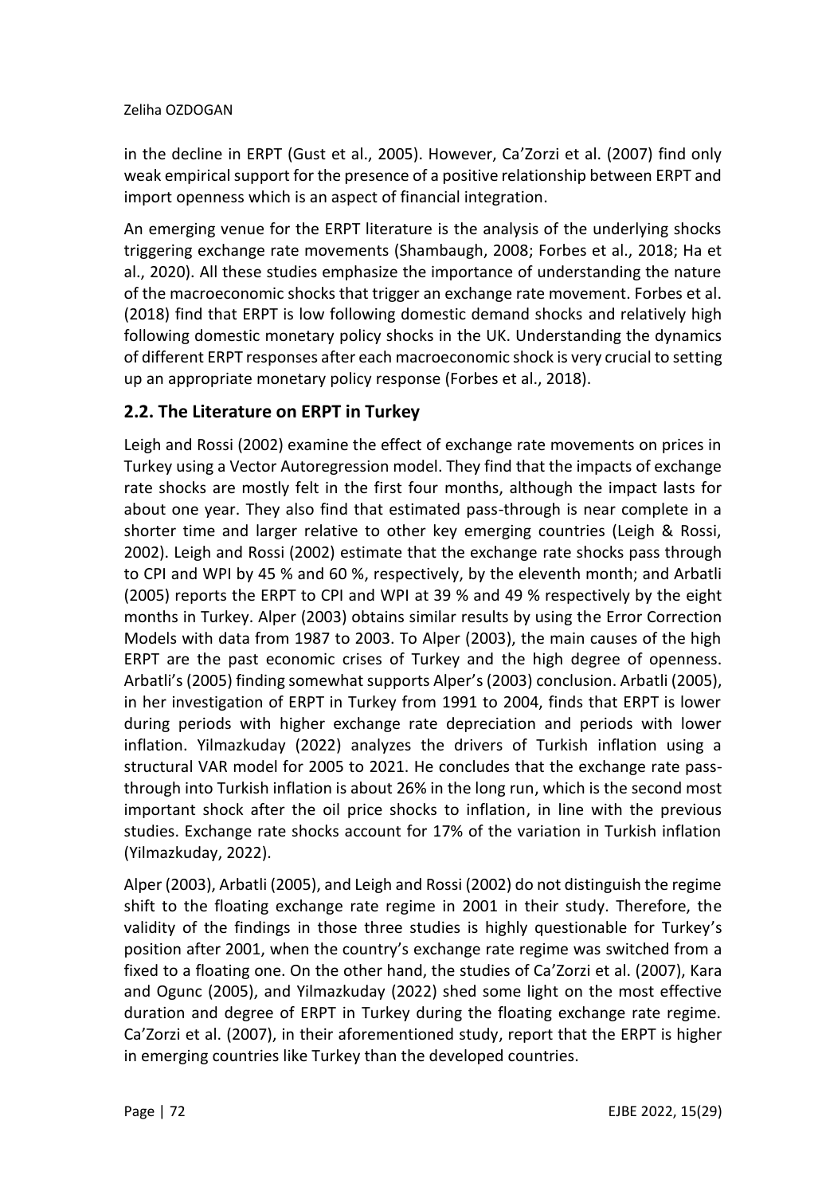in the decline in ERPT (Gust et al., 2005). However, Ca'Zorzi et al. (2007) find only weak empirical support for the presence of a positive relationship between ERPT and import openness which is an aspect of financial integration.

An emerging venue for the ERPT literature is the analysis of the underlying shocks triggering exchange rate movements (Shambaugh, 2008; Forbes et al., 2018; Ha et al., 2020). All these studies emphasize the importance of understanding the nature of the macroeconomic shocks that trigger an exchange rate movement. Forbes et al. (2018) find that ERPT is low following domestic demand shocks and relatively high following domestic monetary policy shocks in the UK. Understanding the dynamics of different ERPT responses after each macroeconomic shock is very crucial to setting up an appropriate monetary policy response (Forbes et al., 2018).

## 2.2. The Literature on ERPT in Turkey

Leigh and Rossi (2002) examine the effect of exchange rate movements on prices in Turkey using a Vector Autoregression model. They find that the impacts of exchange rate shocks are mostly felt in the first four months, although the impact lasts for about one year. They also find that estimated pass-through is near complete in a shorter time and larger relative to other key emerging countries (Leigh & Rossi, 2002). Leigh and Rossi (2002) estimate that the exchange rate shocks pass through to CPI and WPI by 45 % and 60 %, respectively, by the eleventh month; and Arbatli (2005) reports the ERPT to CPI and WPI at 39 % and 49 % respectively by the eight months in Turkey. Alper (2003) obtains similar results by using the Error Correction Models with data from 1987 to 2003. To Alper (2003), the main causes of the high ERPT are the past economic crises of Turkey and the high degree of openness. Arbatli's (2005) finding somewhat supports Alper's (2003) conclusion. Arbatli (2005), in her investigation of ERPT in Turkey from 1991 to 2004, finds that ERPT is lower during periods with higher exchange rate depreciation and periods with lower inflation. Yilmazkuday (2022) analyzes the drivers of Turkish inflation using a structural VAR model for 2005 to 2021. He concludes that the exchange rate pass-through into Turkish inflation is about 26% in the long run, which is the second most important shock after the oil price shocks to inflation, in line with the previous studies. Exchange rate shocks account for 17% of the variation in Turkish inflation (Yilmazkuday, 2022).

Alper (2003), Arbatli (2005), and Leigh and Rossi (2002) do not distinguish the regime shift to the floating exchange rate regime in 2001 in their study. Therefore, the validity of the findings in those three studies is highly questionable for Turkey's position after 2001, when the country's exchange rate regime was switched from a fixed to a floating one. On the other hand, the studies of Ca'Zorzi et al. (2007), Kara and Ogunc (2005), and Yilmazkuday (2022) shed some light on the most effective duration and degree of ERPT in Turkey during the floating exchange rate regime. Ca'Zorzi et al. (2007), in their aforementioned study, report that the ERPT is higher in emerging countries like Turkey than the developed countries.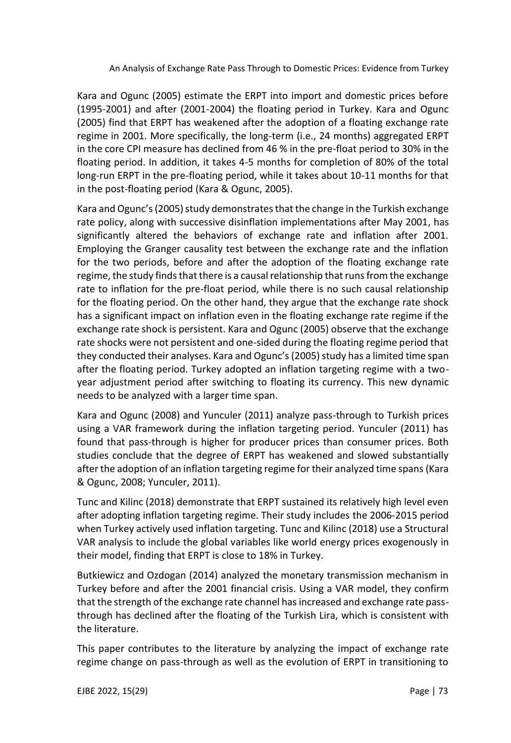Kara and Ogunc (2005) estimate the ERPT into import and domestic prices before (1995-2001) and after (2001-2004) the floating period in Turkey. Kara and Ogunc (2005) find that ERPT has weakened after the adoption of a floating exchange rate regime in 2001. More specifically, the long-term (i.e., 24 months) aggregated ERPT in the core CPI measure has declined from 46 % in the pre-float period to 30% in the floating period. In addition, it takes 4-5 months for completion of 80% of the total long-run ERPT in the pre-floating period, while it takes about 10-11 months for that in the post-floating period (Kara & Ogunc, 2005).

Kara and Ogunc's (2005) study demonstrates that the change in the Turkish exchange rate policy, along with successive disinflation implementations after May 2001, has significantly altered the behaviors of exchange rate and inflation after 2001. Employing the Granger causality test between the exchange rate and the inflation for the two periods, before and after the adoption of the floating exchange rate regime, the study finds that there is a causal relationship that runs from the exchange rate to inflation for the pre-float period, while there is no such causal relationship for the floating period. On the other hand, they argue that the exchange rate shock has a significant impact on inflation even in the floating exchange rate regime if the exchange rate shock is persistent. Kara and Ogunc (2005) observe that the exchange rate shocks were not persistent and one-sided during the floating regime period that they conducted their analyses. Kara and Ogunc's (2005) study has a limited time span after the floating period. Turkey adopted an inflation targeting regime with a two-year adjustment period after switching to floating its currency. This new dynamic needs to be analyzed with a larger time span.

Kara and Ogunc (2008) and Yunculer (2011) analyze pass-through to Turkish prices using a VAR framework during the inflation targeting period. Yunculer (2011) has found that pass-through is higher for producer prices than consumer prices. Both studies conclude that the degree of ERPT has weakened and slowed substantially after the adoption of an inflation targeting regime for their analyzed time spans (Kara & Ogunc, 2008; Yunculer, 2011).

Tunc and Kilinc (2018) demonstrate that ERPT sustained its relatively high level even after adopting inflation targeting regime. Their study includes the 2006-2015 period when Turkey actively used inflation targeting. Tunc and Kilinc (2018) use a Structural VAR analysis to include the global variables like world energy prices exogenously in their model, finding that ERPT is close to 18% in Turkey.

Butkiewicz and Ozdogan (2014) analyzed the monetary transmission mechanism in Turkey before and after the 2001 financial crisis. Using a VAR model, they confirm that the strength of the exchange rate channel has increased and exchange rate pass-through has declined after the floating of the Turkish Lira, which is consistent with the literature.

This paper contributes to the literature by analyzing the impact of exchange rate regime change on pass-through as well as the evolution of ERPT in transitioning to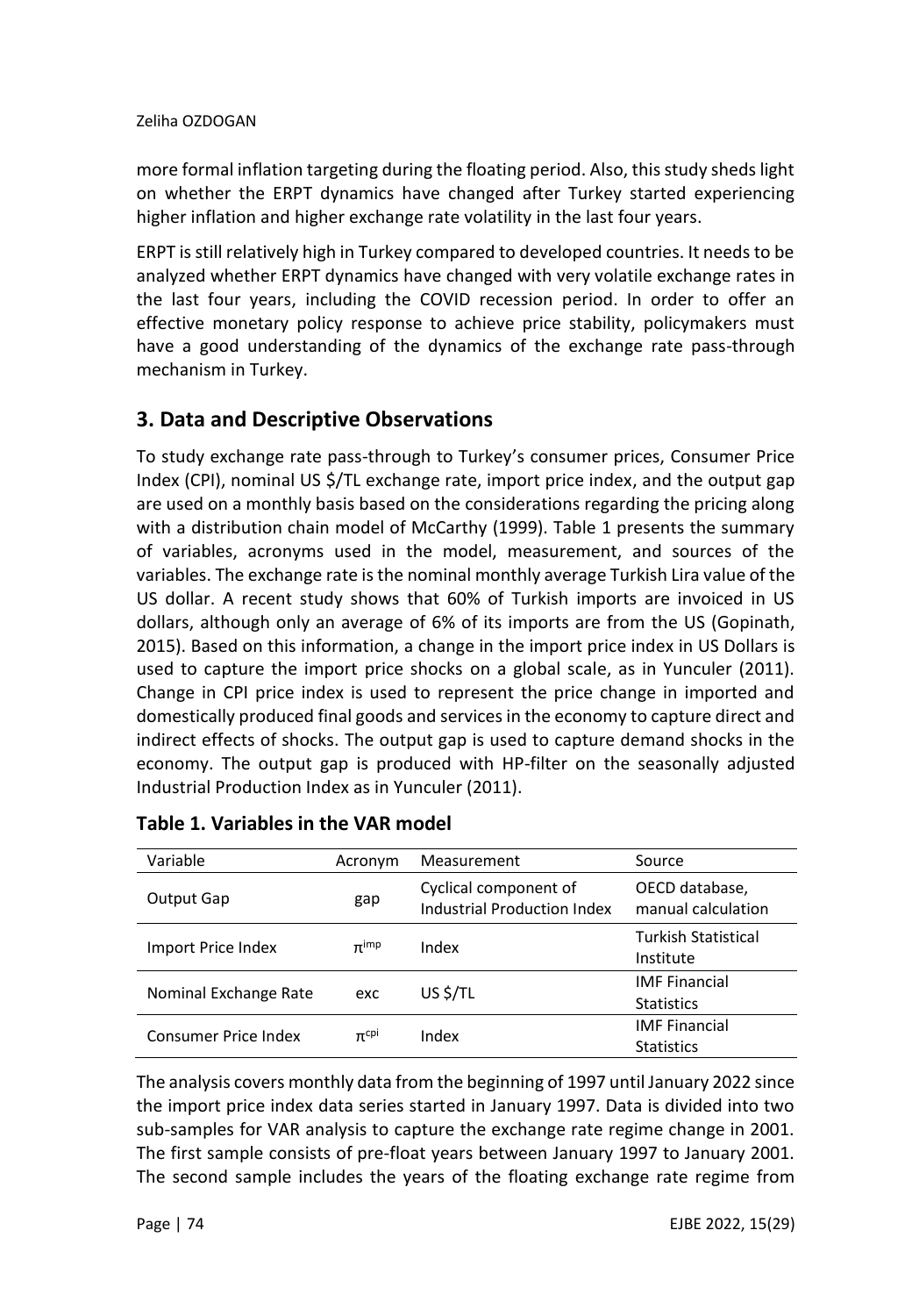more formal inflation targeting during the floating period. Also, this study sheds light on whether the ERPT dynamics have changed after Turkey started experiencing higher inflation and higher exchange rate volatility in the last four years.

ERPT is still relatively high in Turkey compared to developed countries. It needs to be analyzed whether ERPT dynamics have changed with very volatile exchange rates in the last four years, including the COVID recession period. In order to offer an effective monetary policy response to achieve price stability, policymakers must have a good understanding of the dynamics of the exchange rate pass-through mechanism in Turkey.

## 3. Data and Descriptive Observations

To study exchange rate pass-through to Turkey's consumer prices, Consumer Price Index (CPI), nominal US $/TL exchange rate, import price index, and the output gap are used on a monthly basis based on the considerations regarding the pricing along with a distribution chain model of McCarthy (1999). Table 1 presents the summary of variables, acronyms used in the model, measurement, and sources of the variables. The exchange rate is the nominal monthly average Turkish Lira value of the US dollar. A recent study shows that 60% of Turkish imports are invoiced in US dollars, although only an average of 6% of its imports are from the US (Gopinath, 2015). Based on this information, a change in the import price index in US Dollars is used to capture the import price shocks on a global scale, as in Yunculer (2011). Change in CPI price index is used to represent the price change in imported and domestically produced final goods and services in the economy to capture direct and indirect effects of shocks. The output gap is used to capture demand shocks in the economy. The output gap is produced with HP-filter on the seasonally adjusted Industrial Production Index as in Yunculer (2011).

### Table 1. Variables in the VAR model

| Variable | Acronym | Measurement | Source |
|---|---|---|---|
| Output Gap | gap | Cyclical component of Industrial Production Index | OECD database, manual calculation |
| Import Price Index | $\pi^{imp}$ | Index | Turkish Statistical Institute |
| Nominal Exchange Rate | exc | US $/TL | IMF Financial Statistics |
| Consumer Price Index | $\pi^{cpi}$ | Index | IMF Financial Statistics |

The analysis covers monthly data from the beginning of 1997 until January 2022 since the import price index data series started in January 1997. Data is divided into two sub-samples for VAR analysis to capture the exchange rate regime change in 2001. The first sample consists of pre-float years between January 1997 to January 2001. The second sample includes the years of the floating exchange rate regime from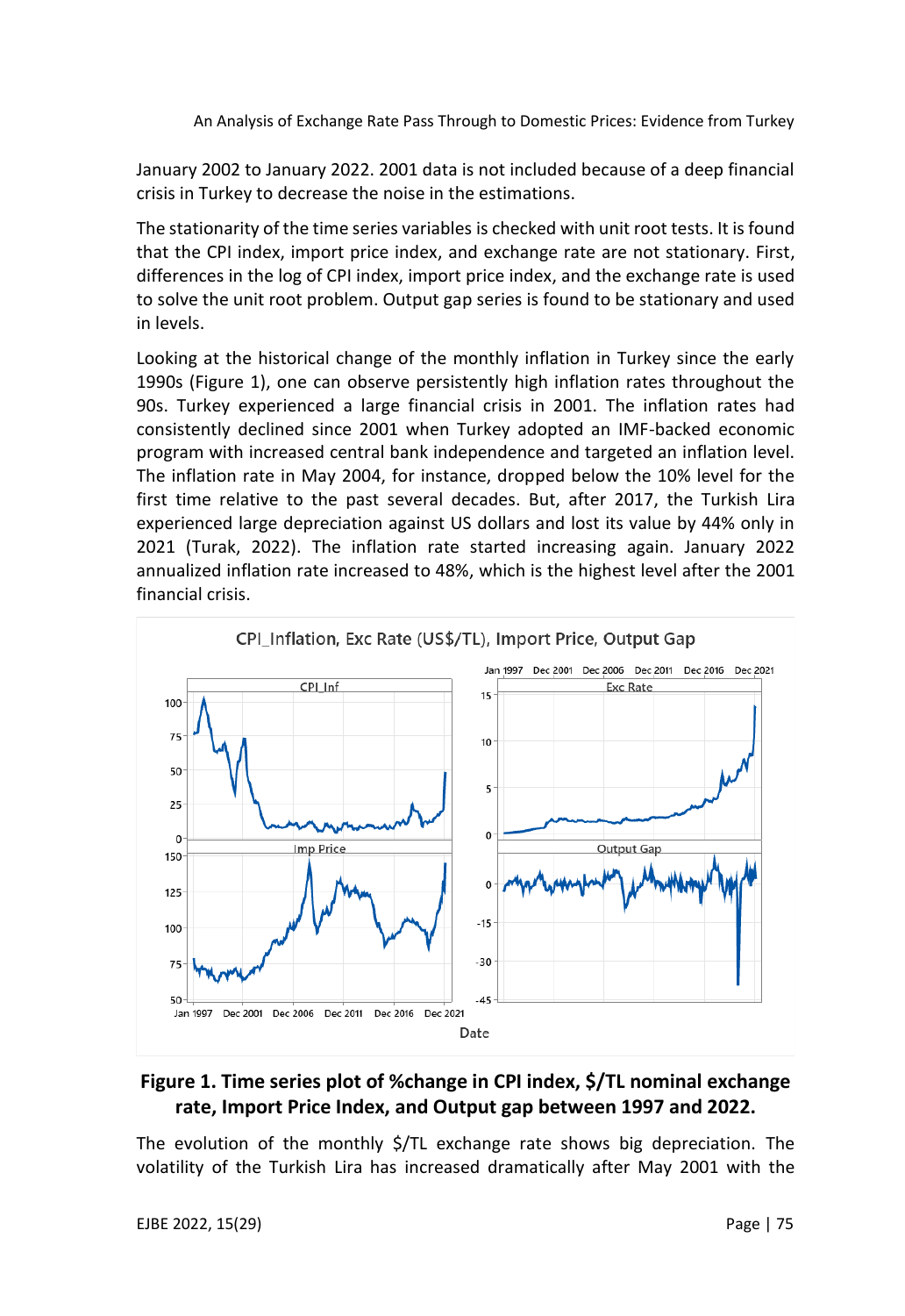January 2002 to January 2022. 2001 data is not included because of a deep financial crisis in Turkey to decrease the noise in the estimations.

The stationarity of the time series variables is checked with unit root tests. It is found that the CPI index, import price index, and exchange rate are not stationary. First, differences in the log of CPI index, import price index, and the exchange rate is used to solve the unit root problem. Output gap series is found to be stationary and used in levels.

Looking at the historical change of the monthly inflation in Turkey since the early 1990s (Figure 1), one can observe persistently high inflation rates throughout the 90s. Turkey experienced a large financial crisis in 2001. The inflation rates had consistently declined since 2001 when Turkey adopted an IMF-backed economic program with increased central bank independence and targeted an inflation level. The inflation rate in May 2004, for instance, dropped below the 10% level for the first time relative to the past several decades. But, after 2017, the Turkish Lira experienced large depreciation against US dollars and lost its value by 44% only in 2021 (Turak, 2022). The inflation rate started increasing again. January 2022 annualized inflation rate increased to 48%, which is the highest level after the 2001 financial crisis.

**Figure 1. Time series plot of %change in CPI index, $/TL nominal exchange rate, Import Price Index, and Output gap between 1997 and 2022.**

The evolution of the monthly $/TL exchange rate shows big depreciation. The volatility of the Turkish Lira has increased dramatically after May 2001 with the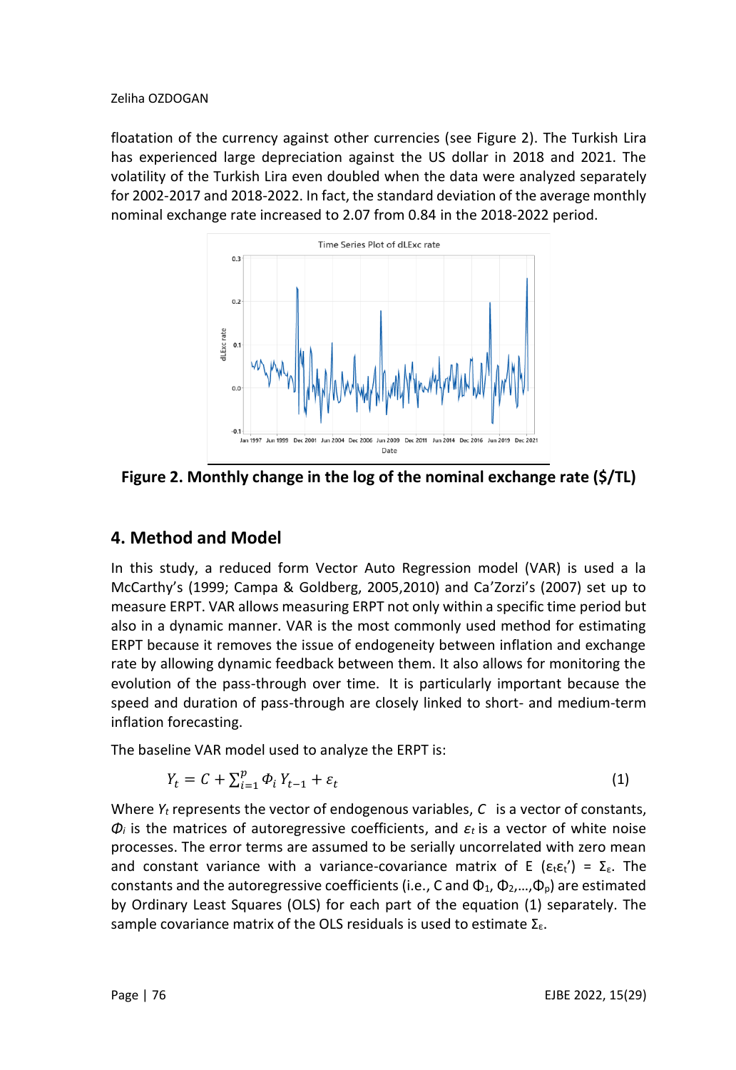floatation of the currency against other currencies (see Figure 2). The Turkish Lira has experienced large depreciation against the US dollar in 2018 and 2021. The volatility of the Turkish Lira even doubled when the data were analyzed separately for 2002-2017 and 2018-2022. In fact, the standard deviation of the average monthly nominal exchange rate increased to 2.07 from 0.84 in the 2018-2022 period.

**Figure 2. Monthly change in the log of the nominal exchange rate ($/TL)**

## 4. Method and Model

In this study, a reduced form Vector Auto Regression model (VAR) is used a la McCarthy's (1999; Campa & Goldberg, 2005,2010) and Ca'Zorzi's (2007) set up to measure ERPT. VAR allows measuring ERPT not only within a specific time period but also in a dynamic manner. VAR is the most commonly used method for estimating ERPT because it removes the issue of endogeneity between inflation and exchange rate by allowing dynamic feedback between them. It also allows for monitoring the evolution of the pass-through over time. It is particularly important because the speed and duration of pass-through are closely linked to short- and medium-term inflation forecasting.

The baseline VAR model used to analyze the ERPT is:

$$Y_t = C + \sum_{i=1}^{p} \Phi_i Y_{t-1} + \varepsilon_t \tag{1}$$

Where $Y_t$ represents the vector of endogenous variables, $C$ is a vector of constants, $\Phi_i$ is the matrices of autoregressive coefficients, and $\varepsilon_t$ is a vector of white noise processes. The error terms are assumed to be serially uncorrelated with zero mean and constant variance with a variance-covariance matrix of $E(\varepsilon_t \varepsilon_t') = \Sigma_\varepsilon$. The constants and the autoregressive coefficients (i.e., C and $\Phi_1, \Phi_2, \ldots, \Phi_p$) are estimated by Ordinary Least Squares (OLS) for each part of the equation (1) separately. The sample covariance matrix of the OLS residuals is used to estimate $\Sigma_\varepsilon$.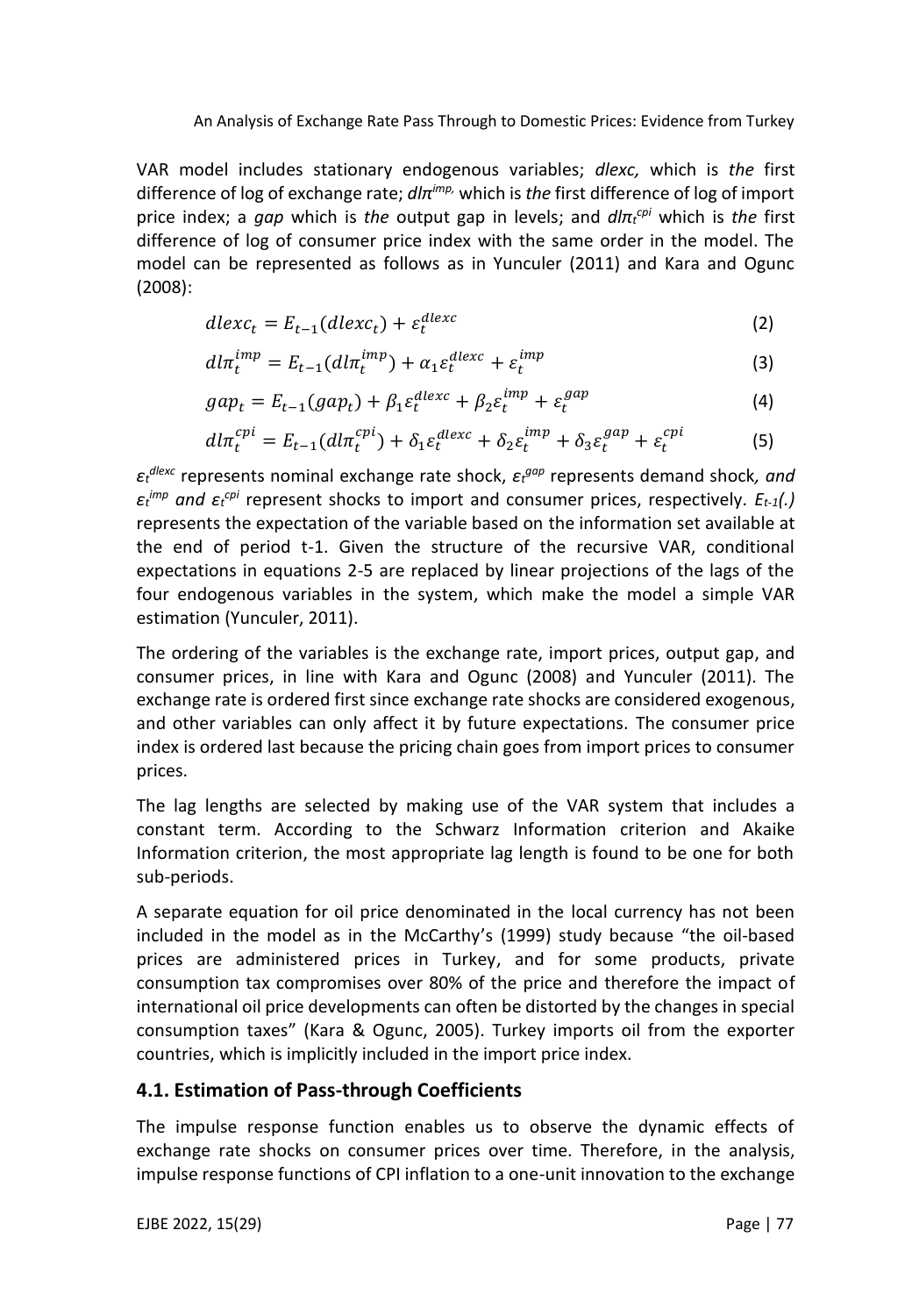VAR model includes stationary endogenous variables; *dlexc,* which is *the* first difference of log of exchange rate; $dl\pi^{imp}$, which is *the* first difference of log of import price index; a *gap* which is *the* output gap in levels; and $dl\pi_t^{cpi}$ which is *the* first difference of log of consumer price index with the same order in the model. The model can be represented as follows as in Yunculer (2011) and Kara and Ogunc (2008):

$$dlexc_t = E_{t-1}(dlexc_t) + \varepsilon_t^{dlexc} \tag{2}$$

$$dl\pi_t^{imp} = E_{t-1}(dl\pi_t^{imp}) + \alpha_1 \varepsilon_t^{dlexc} + \varepsilon_t^{imp} \tag{3}$$

$$gap_t = E_{t-1}(gap_t) + \beta_1 \varepsilon_t^{dlexc} + \beta_2 \varepsilon_t^{imp} + \varepsilon_t^{gap} \tag{4}$$

$$dl\pi_t^{cpi} = E_{t-1}(dl\pi_t^{cpi}) + \delta_1 \varepsilon_t^{dlexc} + \delta_2 \varepsilon_t^{imp} + \delta_3 \varepsilon_t^{gap} + \varepsilon_t^{cpi} \tag{5}$$

$\varepsilon_t^{dlexc}$ represents nominal exchange rate shock, $\varepsilon_t^{gap}$ represents demand shock*, and* $\varepsilon_t^{imp}$ *and* $\varepsilon_t^{cpi}$ represent shocks to import and consumer prices, respectively. $E_{t-1}(.)$ represents the expectation of the variable based on the information set available at the end of period t-1. Given the structure of the recursive VAR, conditional expectations in equations 2-5 are replaced by linear projections of the lags of the four endogenous variables in the system, which make the model a simple VAR estimation (Yunculer, 2011).

The ordering of the variables is the exchange rate, import prices, output gap, and consumer prices, in line with Kara and Ogunc (2008) and Yunculer (2011). The exchange rate is ordered first since exchange rate shocks are considered exogenous, and other variables can only affect it by future expectations. The consumer price index is ordered last because the pricing chain goes from import prices to consumer prices.

The lag lengths are selected by making use of the VAR system that includes a constant term. According to the Schwarz Information criterion and Akaike Information criterion, the most appropriate lag length is found to be one for both sub-periods.

A separate equation for oil price denominated in the local currency has not been included in the model as in the McCarthy's (1999) study because "the oil-based prices are administered prices in Turkey, and for some products, private consumption tax compromises over 80% of the price and therefore the impact of international oil price developments can often be distorted by the changes in special consumption taxes" (Kara & Ogunc, 2005). Turkey imports oil from the exporter countries, which is implicitly included in the import price index.

## 4.1. Estimation of Pass-through Coefficients

The impulse response function enables us to observe the dynamic effects of exchange rate shocks on consumer prices over time. Therefore, in the analysis, impulse response functions of CPI inflation to a one-unit innovation to the exchange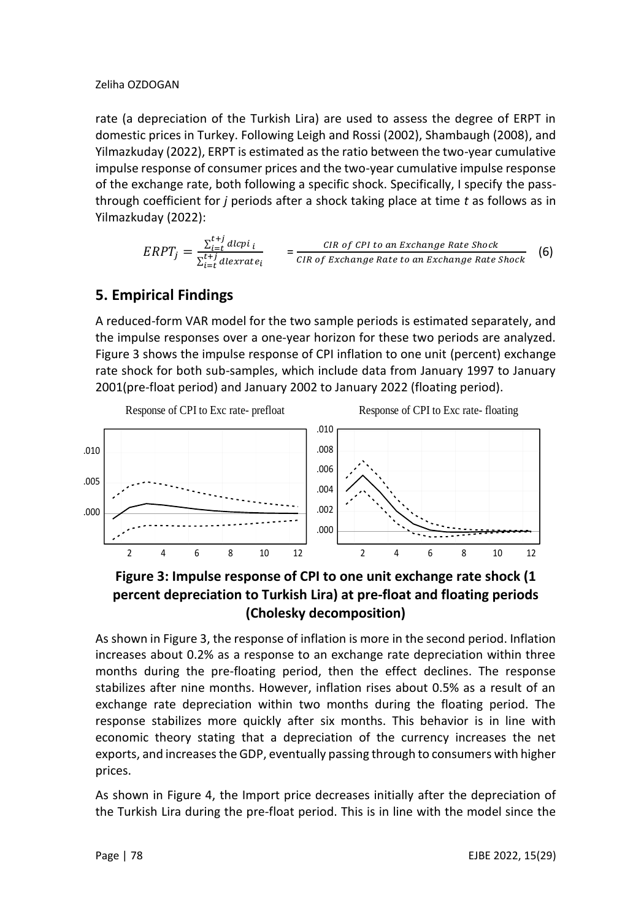rate (a depreciation of the Turkish Lira) are used to assess the degree of ERPT in domestic prices in Turkey. Following Leigh and Rossi (2002), Shambaugh (2008), and Yilmazkuday (2022), ERPT is estimated as the ratio between the two-year cumulative impulse response of consumer prices and the two-year cumulative impulse response of the exchange rate, both following a specific shock. Specifically, I specify the pass-through coefficient for *j* periods after a shock taking place at time *t* as follows as in Yilmazkuday (2022):

$$ERPT_j = \frac{\sum_{i=t}^{t+j} dlcpi_i}{\sum_{i=t}^{t+j} dlexrate_i} = \frac{CIR\ of\ CPI\ to\ an\ Exchange\ Rate\ Shock}{CIR\ of\ Exchange\ Rate\ to\ an\ Exchange\ Rate\ Shock} \quad (6)$$

## 5. Empirical Findings

A reduced-form VAR model for the two sample periods is estimated separately, and the impulse responses over a one-year horizon for these two periods are analyzed. Figure 3 shows the impulse response of CPI inflation to one unit (percent) exchange rate shock for both sub-samples, which include data from January 1997 to January 2001(pre-float period) and January 2002 to January 2022 (floating period).

**Figure 3: Impulse response of CPI to one unit exchange rate shock (1 percent depreciation to Turkish Lira) at pre-float and floating periods (Cholesky decomposition)**

As shown in Figure 3, the response of inflation is more in the second period. Inflation increases about 0.2% as a response to an exchange rate depreciation within three months during the pre-floating period, then the effect declines. The response stabilizes after nine months. However, inflation rises about 0.5% as a result of an exchange rate depreciation within two months during the floating period. The response stabilizes more quickly after six months. This behavior is in line with economic theory stating that a depreciation of the currency increases the net exports, and increases the GDP, eventually passing through to consumers with higher prices.

As shown in Figure 4, the Import price decreases initially after the depreciation of the Turkish Lira during the pre-float period. This is in line with the model since the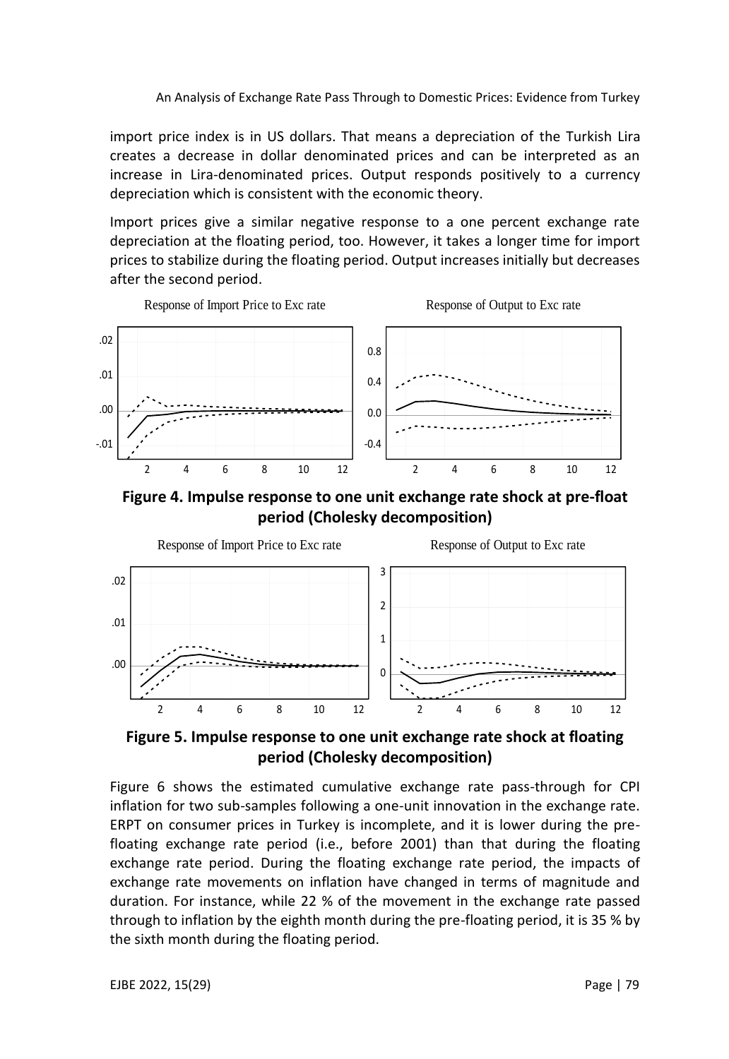import price index is in US dollars. That means a depreciation of the Turkish Lira creates a decrease in dollar denominated prices and can be interpreted as an increase in Lira-denominated prices. Output responds positively to a currency depreciation which is consistent with the economic theory.

Import prices give a similar negative response to a one percent exchange rate depreciation at the floating period, too. However, it takes a longer time for import prices to stabilize during the floating period. Output increases initially but decreases after the second period.

**Figure 4. Impulse response to one unit exchange rate shock at pre-float period (Cholesky decomposition)**

**Figure 5. Impulse response to one unit exchange rate shock at floating period (Cholesky decomposition)**

Figure 6 shows the estimated cumulative exchange rate pass-through for CPI inflation for two sub-samples following a one-unit innovation in the exchange rate. ERPT on consumer prices in Turkey is incomplete, and it is lower during the pre-floating exchange rate period (i.e., before 2001) than that during the floating exchange rate period. During the floating exchange rate period, the impacts of exchange rate movements on inflation have changed in terms of magnitude and duration. For instance, while 22 % of the movement in the exchange rate passed through to inflation by the eighth month during the pre-floating period, it is 35 % by the sixth month during the floating period.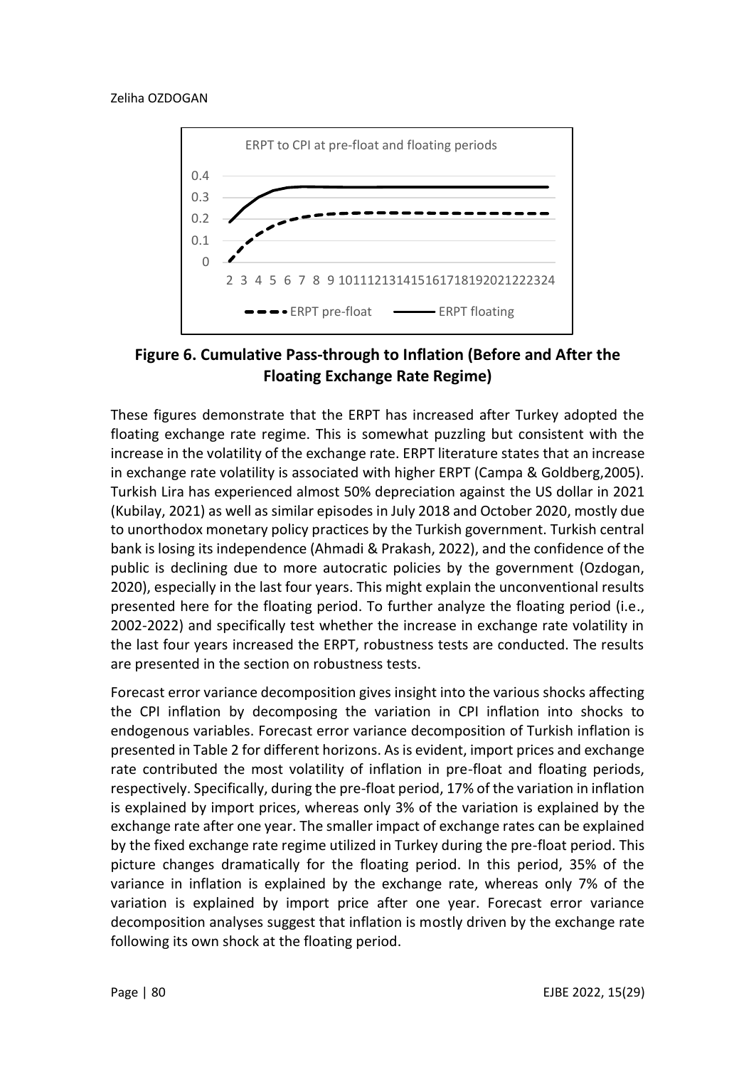**Figure 6. Cumulative Pass-through to Inflation (Before and After the Floating Exchange Rate Regime)**

These figures demonstrate that the ERPT has increased after Turkey adopted the floating exchange rate regime. This is somewhat puzzling but consistent with the increase in the volatility of the exchange rate. ERPT literature states that an increase in exchange rate volatility is associated with higher ERPT (Campa & Goldberg,2005). Turkish Lira has experienced almost 50% depreciation against the US dollar in 2021 (Kubilay, 2021) as well as similar episodes in July 2018 and October 2020, mostly due to unorthodox monetary policy practices by the Turkish government. Turkish central bank is losing its independence (Ahmadi & Prakash, 2022), and the confidence of the public is declining due to more autocratic policies by the government (Ozdogan, 2020), especially in the last four years. This might explain the unconventional results presented here for the floating period. To further analyze the floating period (i.e., 2002-2022) and specifically test whether the increase in exchange rate volatility in the last four years increased the ERPT, robustness tests are conducted. The results are presented in the section on robustness tests.

Forecast error variance decomposition gives insight into the various shocks affecting the CPI inflation by decomposing the variation in CPI inflation into shocks to endogenous variables. Forecast error variance decomposition of Turkish inflation is presented in Table 2 for different horizons. As is evident, import prices and exchange rate contributed the most volatility of inflation in pre-float and floating periods, respectively. Specifically, during the pre-float period, 17% of the variation in inflation is explained by import prices, whereas only 3% of the variation is explained by the exchange rate after one year. The smaller impact of exchange rates can be explained by the fixed exchange rate regime utilized in Turkey during the pre-float period. This picture changes dramatically for the floating period. In this period, 35% of the variance in inflation is explained by the exchange rate, whereas only 7% of the variation is explained by import price after one year. Forecast error variance decomposition analyses suggest that inflation is mostly driven by the exchange rate following its own shock at the floating period.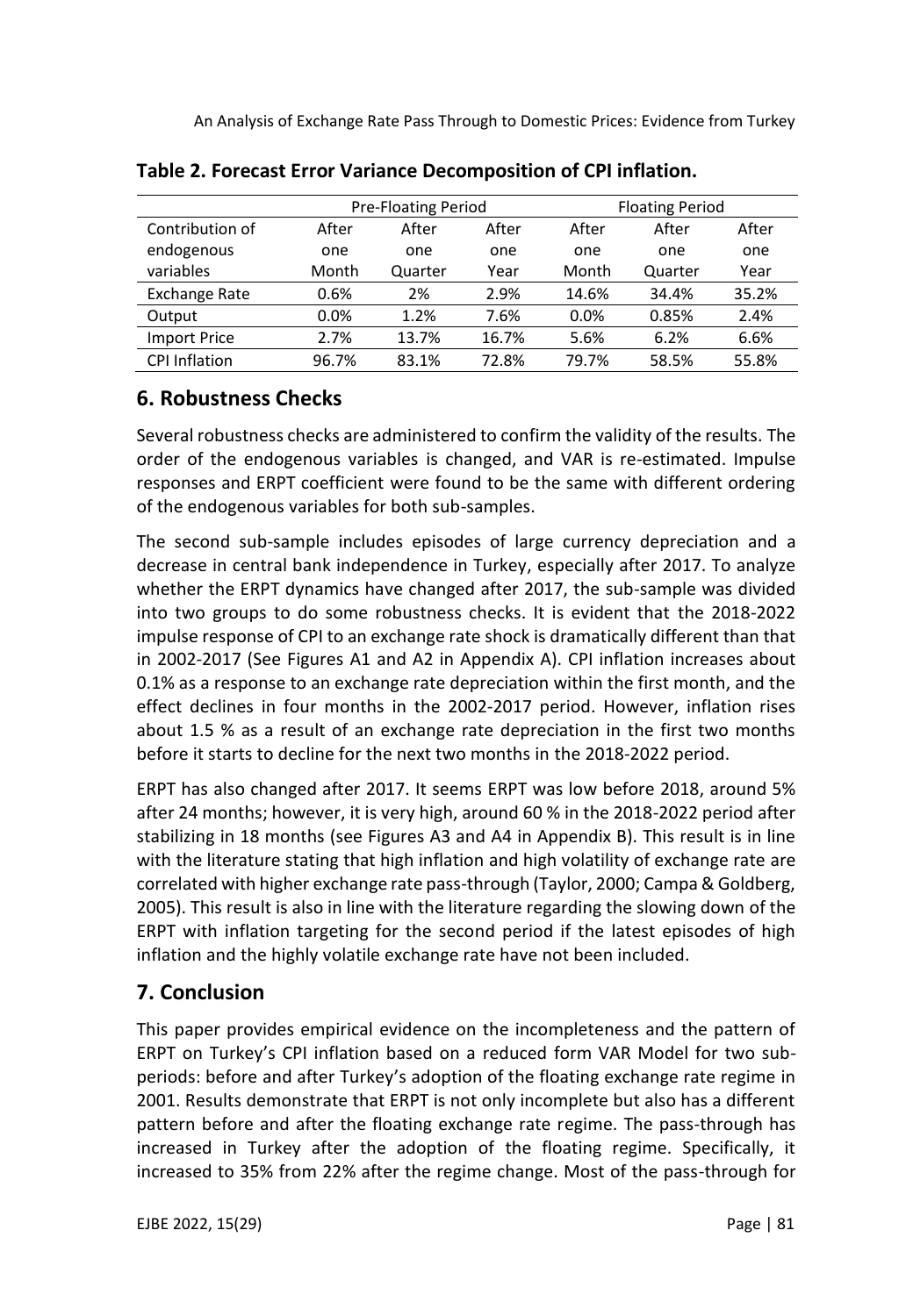**Table 2. Forecast Error Variance Decomposition of CPI inflation.**

| | Pre-Floating Period | | | Floating Period | | |
|---|---|---|---|---|---|---|
| Contribution of endogenous variables | After one Month | After one Quarter | After one Year | After one Month | After one Quarter | After one Year |
| Exchange Rate | 0.6% | 2% | 2.9% | 14.6% | 34.4% | 35.2% |
| Output | 0.0% | 1.2% | 7.6% | 0.0% | 0.85% | 2.4% |
| Import Price | 2.7% | 13.7% | 16.7% | 5.6% | 6.2% | 6.6% |
| CPI Inflation | 96.7% | 83.1% | 72.8% | 79.7% | 58.5% | 55.8% |

## 6. Robustness Checks

Several robustness checks are administered to confirm the validity of the results. The order of the endogenous variables is changed, and VAR is re-estimated. Impulse responses and ERPT coefficient were found to be the same with different ordering of the endogenous variables for both sub-samples.

The second sub-sample includes episodes of large currency depreciation and a decrease in central bank independence in Turkey, especially after 2017. To analyze whether the ERPT dynamics have changed after 2017, the sub-sample was divided into two groups to do some robustness checks. It is evident that the 2018-2022 impulse response of CPI to an exchange rate shock is dramatically different than that in 2002-2017 (See Figures A1 and A2 in Appendix A). CPI inflation increases about 0.1% as a response to an exchange rate depreciation within the first month, and the effect declines in four months in the 2002-2017 period. However, inflation rises about 1.5 % as a result of an exchange rate depreciation in the first two months before it starts to decline for the next two months in the 2018-2022 period.

ERPT has also changed after 2017. It seems ERPT was low before 2018, around 5% after 24 months; however, it is very high, around 60 % in the 2018-2022 period after stabilizing in 18 months (see Figures A3 and A4 in Appendix B). This result is in line with the literature stating that high inflation and high volatility of exchange rate are correlated with higher exchange rate pass-through (Taylor, 2000; Campa & Goldberg, 2005). This result is also in line with the literature regarding the slowing down of the ERPT with inflation targeting for the second period if the latest episodes of high inflation and the highly volatile exchange rate have not been included.

## 7. Conclusion

This paper provides empirical evidence on the incompleteness and the pattern of ERPT on Turkey's CPI inflation based on a reduced form VAR Model for two sub-periods: before and after Turkey's adoption of the floating exchange rate regime in 2001. Results demonstrate that ERPT is not only incomplete but also has a different pattern before and after the floating exchange rate regime. The pass-through has increased in Turkey after the adoption of the floating regime. Specifically, it increased to 35% from 22% after the regime change. Most of the pass-through for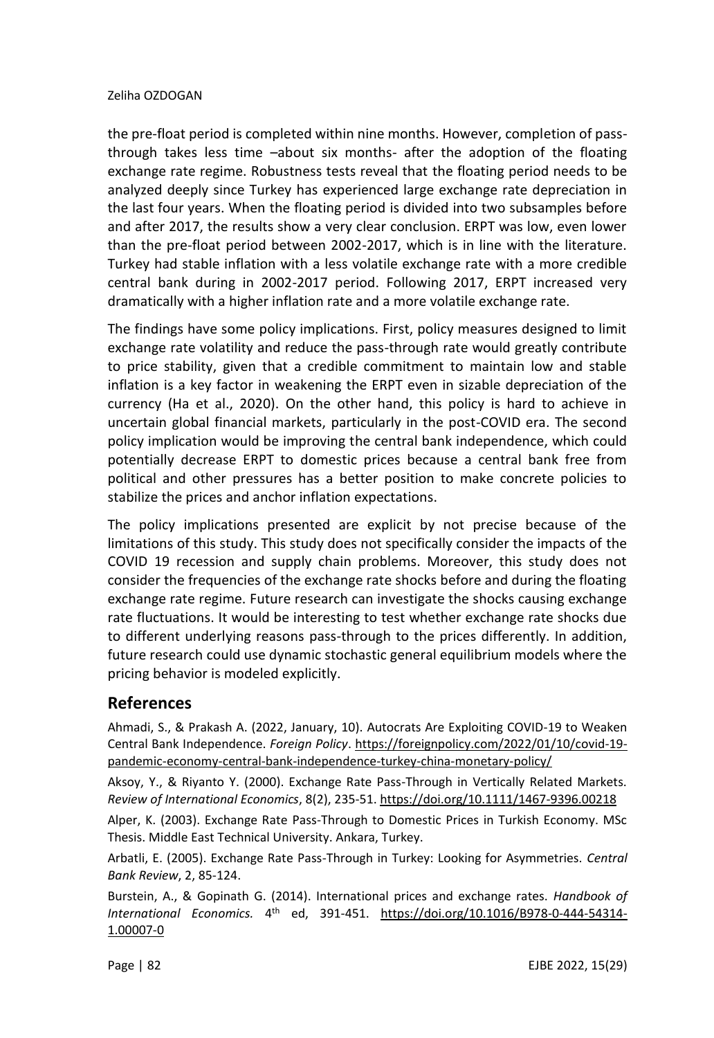the pre-float period is completed within nine months. However, completion of pass-through takes less time –about six months- after the adoption of the floating exchange rate regime. Robustness tests reveal that the floating period needs to be analyzed deeply since Turkey has experienced large exchange rate depreciation in the last four years. When the floating period is divided into two subsamples before and after 2017, the results show a very clear conclusion. ERPT was low, even lower than the pre-float period between 2002-2017, which is in line with the literature. Turkey had stable inflation with a less volatile exchange rate with a more credible central bank during in 2002-2017 period. Following 2017, ERPT increased very dramatically with a higher inflation rate and a more volatile exchange rate.

The findings have some policy implications. First, policy measures designed to limit exchange rate volatility and reduce the pass-through rate would greatly contribute to price stability, given that a credible commitment to maintain low and stable inflation is a key factor in weakening the ERPT even in sizable depreciation of the currency (Ha et al., 2020). On the other hand, this policy is hard to achieve in uncertain global financial markets, particularly in the post-COVID era. The second policy implication would be improving the central bank independence, which could potentially decrease ERPT to domestic prices because a central bank free from political and other pressures has a better position to make concrete policies to stabilize the prices and anchor inflation expectations.

The policy implications presented are explicit by not precise because of the limitations of this study. This study does not specifically consider the impacts of the COVID 19 recession and supply chain problems. Moreover, this study does not consider the frequencies of the exchange rate shocks before and during the floating exchange rate regime. Future research can investigate the shocks causing exchange rate fluctuations. It would be interesting to test whether exchange rate shocks due to different underlying reasons pass-through to the prices differently. In addition, future research could use dynamic stochastic general equilibrium models where the pricing behavior is modeled explicitly.

## References

Ahmadi, S., & Prakash A. (2022, January, 10). Autocrats Are Exploiting COVID-19 to Weaken Central Bank Independence. *Foreign Policy*. https://foreignpolicy.com/2022/01/10/covid-19-pandemic-economy-central-bank-independence-turkey-china-monetary-policy/

Aksoy, Y., & Riyanto Y. (2000). Exchange Rate Pass-Through in Vertically Related Markets. *Review of International Economics*, 8(2), 235-51. https://doi.org/10.1111/1467-9396.00218

Alper, K. (2003). Exchange Rate Pass-Through to Domestic Prices in Turkish Economy. MSc Thesis. Middle East Technical University. Ankara, Turkey.

Arbatli, E. (2005). Exchange Rate Pass-Through in Turkey: Looking for Asymmetries. *Central Bank Review*, 2, 85-124.

Burstein, A., & Gopinath G. (2014). International prices and exchange rates. *Handbook of International Economics.* 4th ed, 391-451. https://doi.org/10.1016/B978-0-444-54314-1.00007-0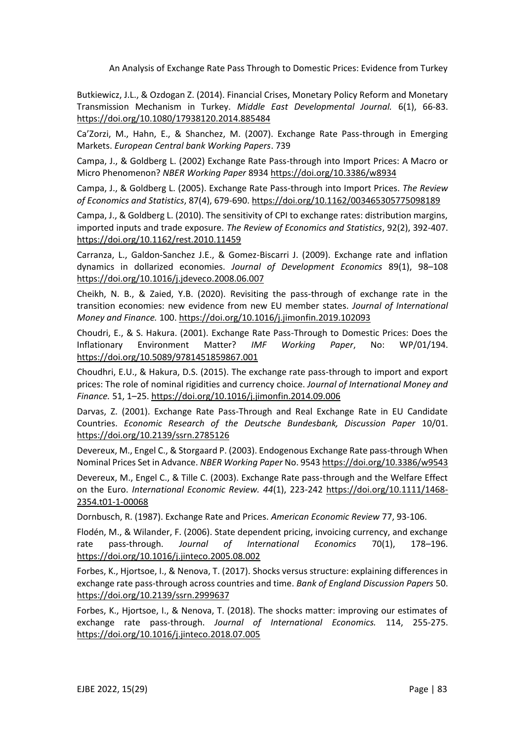Butkiewicz, J.L., & Ozdogan Z. (2014). Financial Crises, Monetary Policy Reform and Monetary Transmission Mechanism in Turkey. *Middle East Developmental Journal.* 6(1), 66-83. https://doi.org/10.1080/17938120.2014.885484

Ca'Zorzi, M., Hahn, E., & Shanchez, M. (2007). Exchange Rate Pass-through in Emerging Markets. *European Central bank Working Papers*. 739

Campa, J., & Goldberg L. (2002) Exchange Rate Pass-through into Import Prices: A Macro or Micro Phenomenon? *NBER Working Paper* 8934 https://doi.org/10.3386/w8934

Campa, J., & Goldberg L. (2005). Exchange Rate Pass-through into Import Prices. *The Review of Economics and Statistics*, 87(4), 679-690. https://doi.org/10.1162/003465305775098189

Campa, J., & Goldberg L. (2010). The sensitivity of CPI to exchange rates: distribution margins, imported inputs and trade exposure. *The Review of Economics and Statistics*, 92(2), 392-407. https://doi.org/10.1162/rest.2010.11459

Carranza, L., Galdon-Sanchez J.E., & Gomez-Biscarri J. (2009). Exchange rate and inflation dynamics in dollarized economies. *Journal of Development Economics* 89(1), 98–108 https://doi.org/10.1016/j.jdeveco.2008.06.007

Cheikh, N. B., & Zaied, Y.B. (2020). Revisiting the pass-through of exchange rate in the transition economies: new evidence from new EU member states. *Journal of International Money and Finance.* 100. https://doi.org/10.1016/j.jimonfin.2019.102093

Choudri, E., & S. Hakura. (2001). Exchange Rate Pass-Through to Domestic Prices: Does the Inflationary Environment Matter? *IMF Working Paper*, No: WP/01/194. https://doi.org/10.5089/9781451859867.001

Choudhri, E.U., & Hakura, D.S. (2015). The exchange rate pass-through to import and export prices: The role of nominal rigidities and currency choice. *Journal of International Money and Finance.* 51, 1–25. https://doi.org/10.1016/j.jimonfin.2014.09.006

Darvas, Z. (2001). Exchange Rate Pass-Through and Real Exchange Rate in EU Candidate Countries. *Economic Research of the Deutsche Bundesbank, Discussion Paper* 10/01. https://doi.org/10.2139/ssrn.2785126

Devereux, M., Engel C., & Storgaard P. (2003). Endogenous Exchange Rate pass-through When Nominal Prices Set in Advance. *NBER Working Paper* No. 9543 https://doi.org/10.3386/w9543

Devereux, M., Engel C., & Tille C. (2003). Exchange Rate pass-through and the Welfare Effect on the Euro. *International Economic Review. 44*(1), 223-242 https://doi.org/10.1111/1468-2354.t01-1-00068

Dornbusch, R. (1987). Exchange Rate and Prices. *American Economic Review* 77, 93-106.

Flodén, M., & Wilander, F. (2006). State dependent pricing, invoicing currency, and exchange rate pass-through. *Journal of International Economics* 70(1), 178–196. https://doi.org/10.1016/j.jinteco.2005.08.002

Forbes, K., Hjortsoe, I., & Nenova, T. (2017). Shocks versus structure: explaining differences in exchange rate pass-through across countries and time. *Bank of England Discussion Papers* 50. https://doi.org/10.2139/ssrn.2999637

Forbes, K., Hjortsoe, I., & Nenova, T. (2018). The shocks matter: improving our estimates of exchange rate pass-through. *Journal of International Economics.* 114, 255-275. https://doi.org/10.1016/j.jinteco.2018.07.005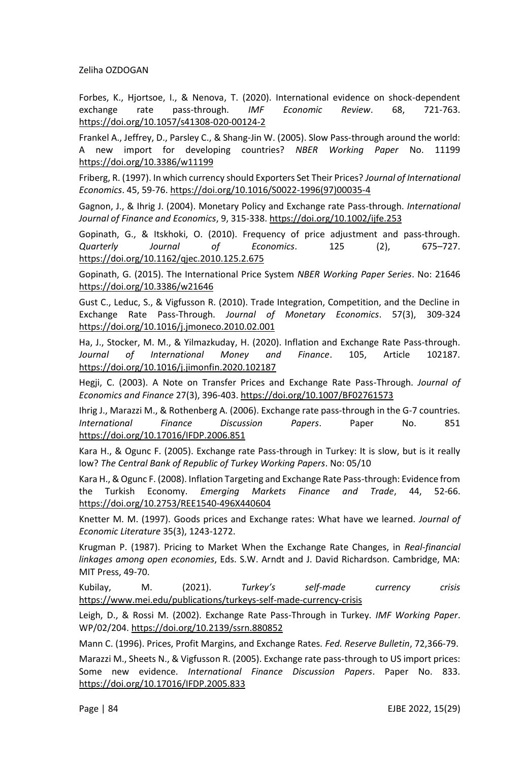Forbes, K., Hjortsoe, I., & Nenova, T. (2020). International evidence on shock-dependent exchange rate pass-through. *IMF Economic Review*. 68, 721-763. https://doi.org/10.1057/s41308-020-00124-2

Frankel A., Jeffrey, D., Parsley C., & Shang-Jin W. (2005). Slow Pass-through around the world: A new import for developing countries? *NBER Working Paper* No. 11199 https://doi.org/10.3386/w11199

Friberg, R. (1997). In which currency should Exporters Set Their Prices? *Journal of International Economics*. 45, 59-76. https://doi.org/10.1016/S0022-1996(97)00035-4

Gagnon, J., & Ihrig J. (2004). Monetary Policy and Exchange rate Pass-through. *International Journal of Finance and Economics*, 9, 315-338. https://doi.org/10.1002/ijfe.253

Gopinath, G., & Itskhoki, O. (2010). Frequency of price adjustment and pass-through. *Quarterly Journal of Economics*. 125 (2), 675–727. https://doi.org/10.1162/qjec.2010.125.2.675

Gopinath, G. (2015). The International Price System *NBER Working Paper Series*. No: 21646 https://doi.org/10.3386/w21646

Gust C., Leduc, S., & Vigfusson R. (2010). Trade Integration, Competition, and the Decline in Exchange Rate Pass-Through. *Journal of Monetary Economics*. 57(3), 309-324 https://doi.org/10.1016/j.jmoneco.2010.02.001

Ha, J., Stocker, M. M., & Yilmazkuday, H. (2020). Inflation and Exchange Rate Pass-through. *Journal of International Money and Finance*. 105, Article 102187. https://doi.org/10.1016/j.jimonfin.2020.102187

Hegji, C. (2003). A Note on Transfer Prices and Exchange Rate Pass-Through. *Journal of Economics and Finance* 27(3), 396-403. https://doi.org/10.1007/BF02761573

Ihrig J., Marazzi M., & Rothenberg A. (2006). Exchange rate pass-through in the G-7 countries. *International Finance Discussion Papers*. Paper No. 851 https://doi.org/10.17016/IFDP.2006.851

Kara H., & Ogunc F. (2005). Exchange rate Pass-through in Turkey: It is slow, but is it really low? *The Central Bank of Republic of Turkey Working Papers*. No: 05/10

Kara H., & Ogunc F. (2008). Inflation Targeting and Exchange Rate Pass-through: Evidence from the Turkish Economy. *Emerging Markets Finance and Trade*, 44, 52-66. https://doi.org/10.2753/REE1540-496X440604

Knetter M. M. (1997). Goods prices and Exchange rates: What have we learned. *Journal of Economic Literature* 35(3), 1243-1272.

Krugman P. (1987). Pricing to Market When the Exchange Rate Changes, in *Real-financial linkages among open economies*, Eds. S.W. Arndt and J. David Richardson. Cambridge, MA: MIT Press, 49-70.

Kubilay, M. (2021). *Turkey's self-made currency crisis* https://www.mei.edu/publications/turkeys-self-made-currency-crisis

Leigh, D., & Rossi M. (2002). Exchange Rate Pass-Through in Turkey. *IMF Working Paper*. WP/02/204. https://doi.org/10.2139/ssrn.880852

Mann C. (1996). Prices, Profit Margins, and Exchange Rates. *Fed. Reserve Bulletin*, 72,366-79.

Marazzi M., Sheets N., & Vigfusson R. (2005). Exchange rate pass-through to US import prices: Some new evidence. *International Finance Discussion Papers*. Paper No. 833. https://doi.org/10.17016/IFDP.2005.833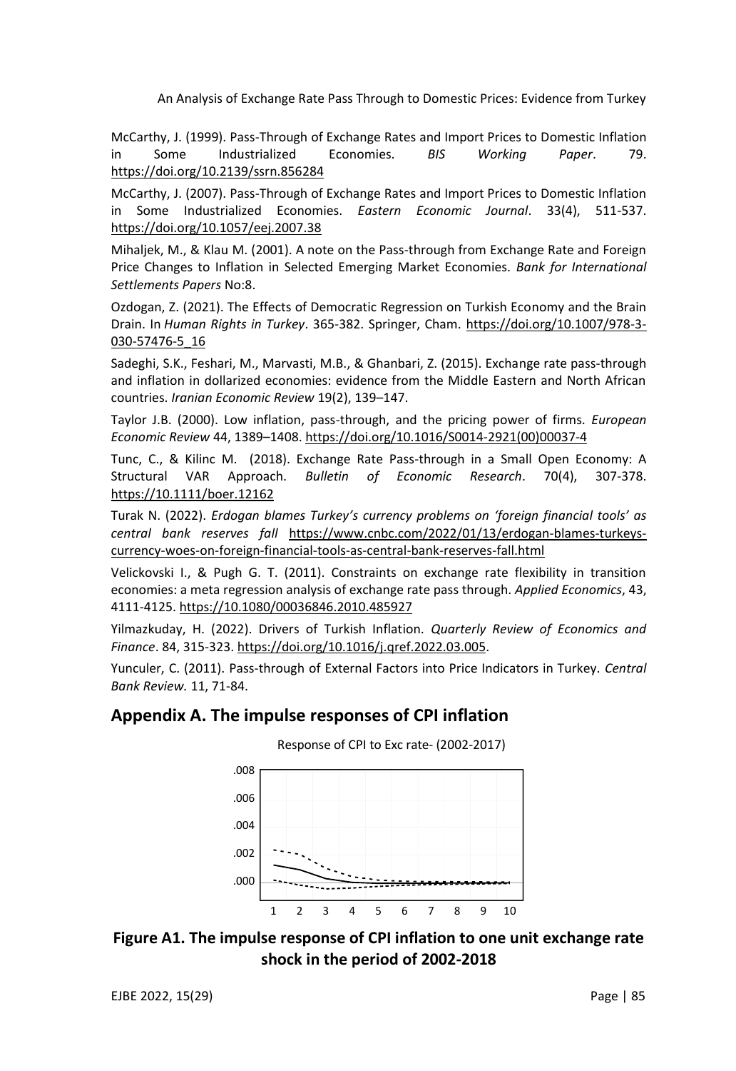McCarthy, J. (1999). Pass-Through of Exchange Rates and Import Prices to Domestic Inflation in Some Industrialized Economies. *BIS Working Paper*. 79. https://doi.org/10.2139/ssrn.856284

McCarthy, J. (2007). Pass-Through of Exchange Rates and Import Prices to Domestic Inflation in Some Industrialized Economies. *Eastern Economic Journal*. 33(4), 511-537. https://doi.org/10.1057/eej.2007.38

Mihaljek, M., & Klau M. (2001). A note on the Pass-through from Exchange Rate and Foreign Price Changes to Inflation in Selected Emerging Market Economies. *Bank for International Settlements Papers* No:8.

Ozdogan, Z. (2021). The Effects of Democratic Regression on Turkish Economy and the Brain Drain. In *Human Rights in Turkey*. 365-382. Springer, Cham. https://doi.org/10.1007/978-3-030-57476-5_16

Sadeghi, S.K., Feshari, M., Marvasti, M.B., & Ghanbari, Z. (2015). Exchange rate pass-through and inflation in dollarized economies: evidence from the Middle Eastern and North African countries. *Iranian Economic Review* 19(2), 139–147.

Taylor J.B. (2000). Low inflation, pass-through, and the pricing power of firms. *European Economic Review* 44, 1389–1408. https://doi.org/10.1016/S0014-2921(00)00037-4

Tunc, C., & Kilinc M. (2018). Exchange Rate Pass-through in a Small Open Economy: A Structural VAR Approach. *Bulletin of Economic Research*. 70(4), 307-378. https://10.1111/boer.12162

Turak N. (2022). *Erdogan blames Turkey's currency problems on 'foreign financial tools' as central bank reserves fall* https://www.cnbc.com/2022/01/13/erdogan-blames-turkeys-currency-woes-on-foreign-financial-tools-as-central-bank-reserves-fall.html

Velickovski I., & Pugh G. T. (2011). Constraints on exchange rate flexibility in transition economies: a meta regression analysis of exchange rate pass through. *Applied Economics*, 43, 4111-4125. https://10.1080/00036846.2010.485927

Yilmazkuday, H. (2022). Drivers of Turkish Inflation. *Quarterly Review of Economics and Finance*. 84, 315-323. https://doi.org/10.1016/j.qref.2022.03.005.

Yunculer, C. (2011). Pass-through of External Factors into Price Indicators in Turkey. *Central Bank Review.* 11, 71-84.

## Appendix A. The impulse responses of CPI inflation

Response of CPI to Exc rate- (2002-2017)

**Figure A1. The impulse response of CPI inflation to one unit exchange rate shock in the period of 2002-2018**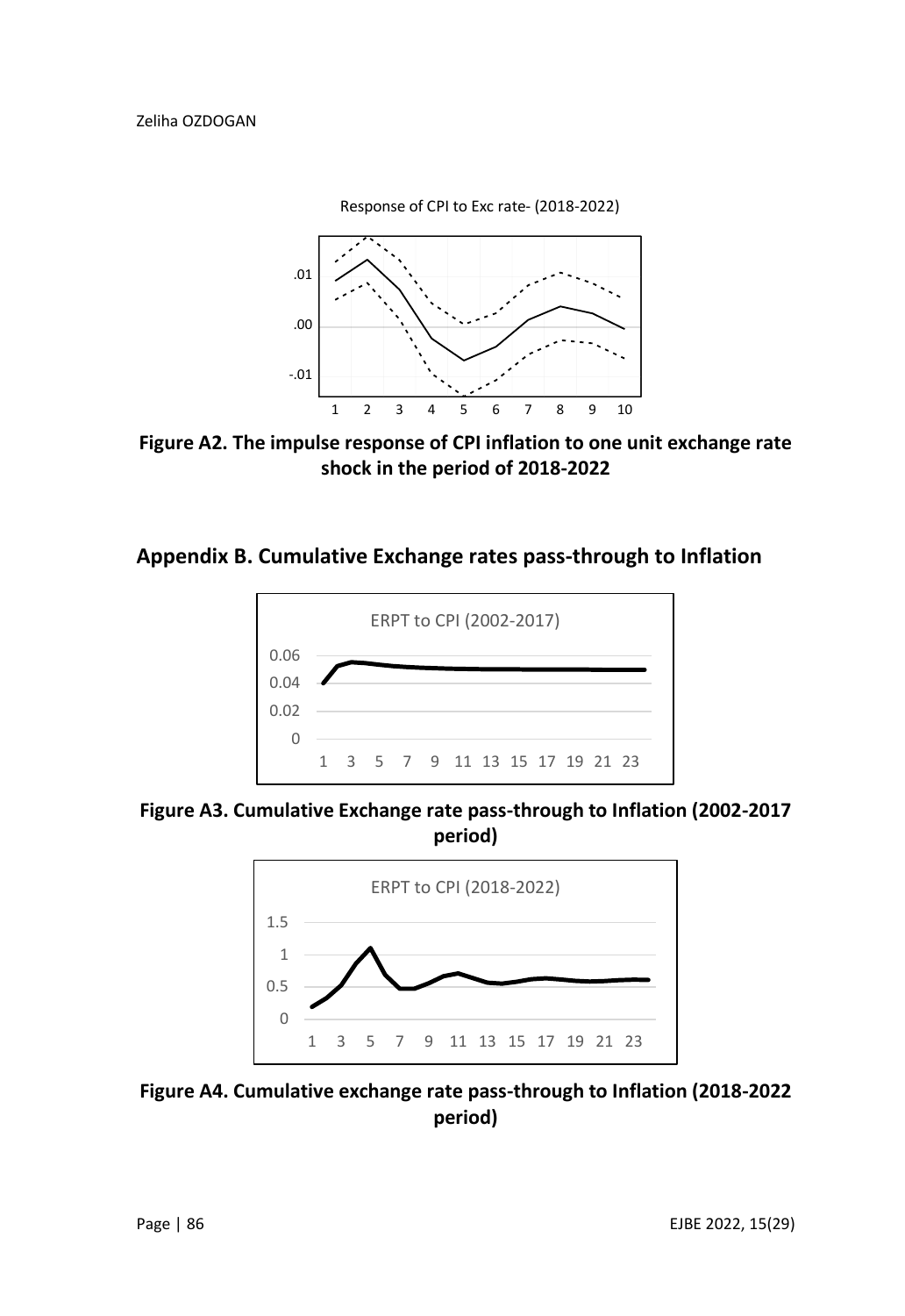Response of CPI to Exc rate- (2018-2022)

.01
.00
-.01

1 2 3 4 5 6 7 8 9 10

**Figure A2. The impulse response of CPI inflation to one unit exchange rate shock in the period of 2018-2022**

## Appendix B. Cumulative Exchange rates pass-through to Inflation

ERPT to CPI (2002-2017)

0.06
0.04
0.02
0

1 3 5 7 9 11 13 15 17 19 21 23

**Figure A3. Cumulative Exchange rate pass-through to Inflation (2002-2017 period)**

ERPT to CPI (2018-2022)

1.5
1
0.5
0

1 3 5 7 9 11 13 15 17 19 21 23

**Figure A4. Cumulative exchange rate pass-through to Inflation (2018-2022 period)**